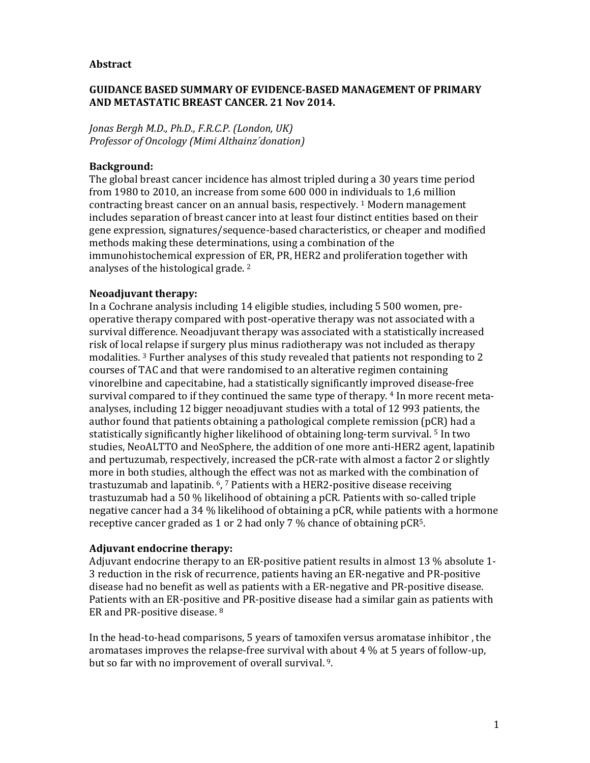## Abstract

**GUIDANCE BASED SUMMARY OF EVIDENCE-BASED MANAGEMENT OF PRIMARY AND METASTATIC BREAST CANCER. 21 Nov 2014.**

*Jonas Bergh M.D., Ph.D., F.R.C.P. (London, UK)*
*Professor of Oncology (Mimi Althainz´donation)*

### Background:

The global breast cancer incidence has almost tripled during a 30 years time period from 1980 to 2010, an increase from some 600 000 in individuals to 1,6 million contracting breast cancer on an annual basis, respectively. [1] Modern management includes separation of breast cancer into at least four distinct entities based on their gene expression, signatures/sequence-based characteristics, or cheaper and modified methods making these determinations, using a combination of the immunohistochemical expression of ER, PR, HER2 and proliferation together with analyses of the histological grade. [2]

### Neoadjuvant therapy:

In a Cochrane analysis including 14 eligible studies, including 5 500 women, pre-operative therapy compared with post-operative therapy was not associated with a survival difference. Neoadjuvant therapy was associated with a statistically increased risk of local relapse if surgery plus minus radiotherapy was not included as therapy modalities. [3] Further analyses of this study revealed that patients not responding to 2 courses of TAC and that were randomised to an alterative regimen containing vinorelbine and capecitabine, had a statistically significantly improved disease-free survival compared to if they continued the same type of therapy. [4] In more recent meta-analyses, including 12 bigger neoadjuvant studies with a total of 12 993 patients, the author found that patients obtaining a pathological complete remission (pCR) had a statistically significantly higher likelihood of obtaining long-term survival. [5] In two studies, NeoALTTO and NeoSphere, the addition of one more anti-HER2 agent, lapatinib and pertuzumab, respectively, increased the pCR-rate with almost a factor 2 or slightly more in both studies, although the effect was not as marked with the combination of trastuzumab and lapatinib. [6], [7] Patients with a HER2-positive disease receiving trastuzumab had a 50 % likelihood of obtaining a pCR. Patients with so-called triple negative cancer had a 34 % likelihood of obtaining a pCR, while patients with a hormone receptive cancer graded as 1 or 2 had only 7 % chance of obtaining pCR[5].

### Adjuvant endocrine therapy:

Adjuvant endocrine therapy to an ER-positive patient results in almost 13 % absolute 1-3 reduction in the risk of recurrence, patients having an ER-negative and PR-positive disease had no benefit as well as patients with a ER-negative and PR-positive disease. Patients with an ER-positive and PR-positive disease had a similar gain as patients with ER and PR-positive disease. [8]

In the head-to-head comparisons, 5 years of tamoxifen versus aromatase inhibitor , the aromatases improves the relapse-free survival with about 4 % at 5 years of follow-up, but so far with no improvement of overall survival. [9].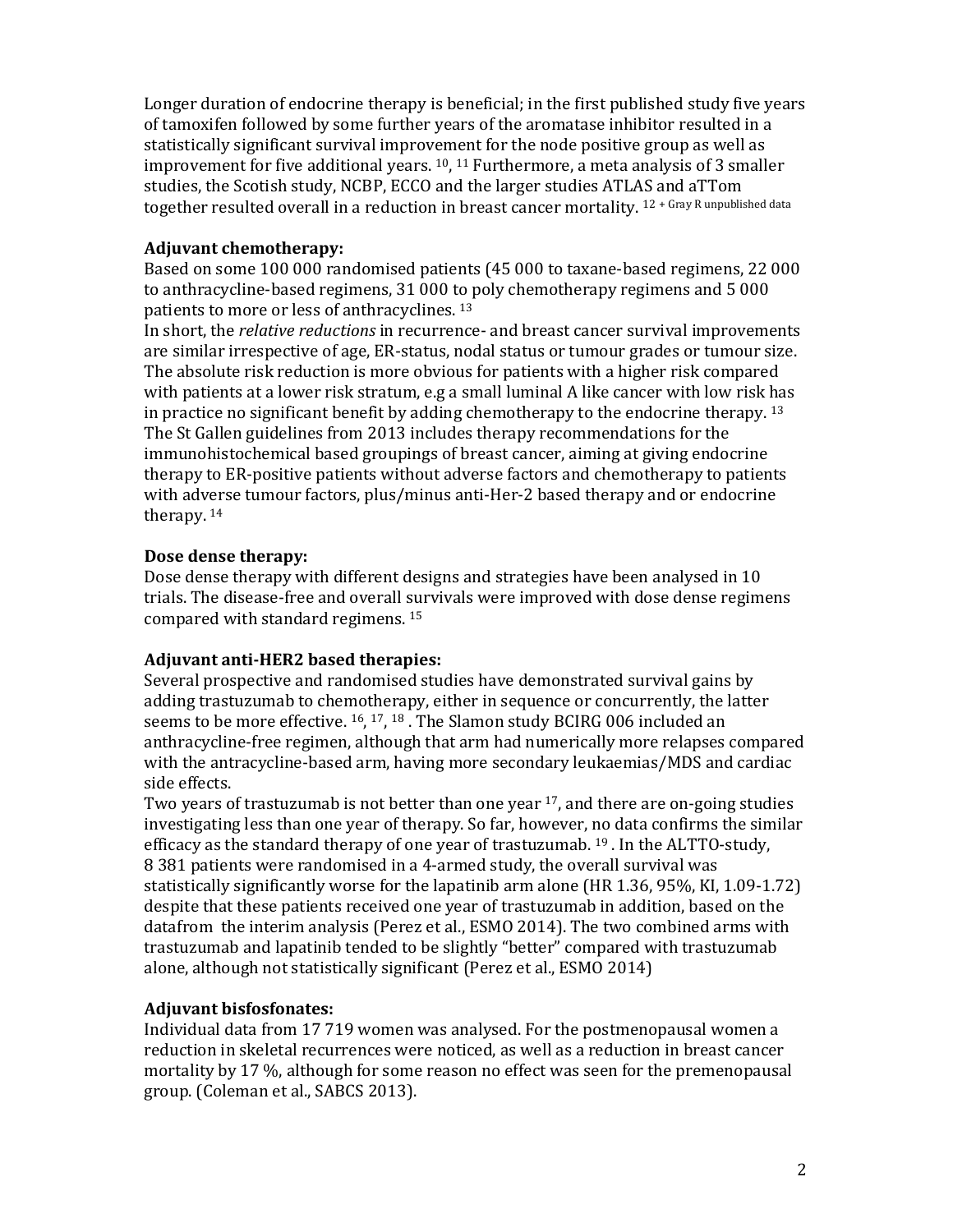Longer duration of endocrine therapy is beneficial; in the first published study five years of tamoxifen followed by some further years of the aromatase inhibitor resulted in a statistically significant survival improvement for the node positive group as well as improvement for five additional years. [10], [11] Furthermore, a meta analysis of 3 smaller studies, the Scottish study, NCBP, ECCO and the larger studies ATLAS and aTTom together resulted overall in a reduction in breast cancer mortality. [12 + Gray R unpublished data]

**Adjuvant chemotherapy:**

Based on some 100 000 randomised patients (45 000 to taxane-based regimens, 22 000 to anthracycline-based regimens, 31 000 to poly chemotherapy regimens and 5 000 patients to more or less of anthracyclines. [13]

In short, the *relative reductions* in recurrence- and breast cancer survival improvements are similar irrespective of age, ER-status, nodal status or tumour grades or tumour size. The absolute risk reduction is more obvious for patients with a higher risk compared with patients at a lower risk stratum, e.g a small luminal A like cancer with low risk has in practice no significant benefit by adding chemotherapy to the endocrine therapy. [13]

The St Gallen guidelines from 2013 includes therapy recommendations for the immunohistochemical based groupings of breast cancer, aiming at giving endocrine therapy to ER-positive patients without adverse factors and chemotherapy to patients with adverse tumour factors, plus/minus anti-Her-2 based therapy and or endocrine therapy. [14]

**Dose dense therapy:**

Dose dense therapy with different designs and strategies have been analysed in 10 trials. The disease-free and overall survivals were improved with dose dense regimens compared with standard regimens. [15]

**Adjuvant anti-HER2 based therapies:**

Several prospective and randomised studies have demonstrated survival gains by adding trastuzumab to chemotherapy, either in sequence or concurrently, the latter seems to be more effective. [16], [17], [18] . The Slamon study BCIRG 006 included an anthracycline-free regimen, although that arm had numerically more relapses compared with the antracycline-based arm, having more secondary leukaemias/MDS and cardiac side effects.

Two years of trastuzumab is not better than one year [17], and there are on-going studies investigating less than one year of therapy. So far, however, no data confirms the similar efficacy as the standard therapy of one year of trastuzumab. [19] . In the ALTTO-study, 8 381 patients were randomised in a 4-armed study, the overall survival was statistically significantly worse for the lapatinib arm alone (HR 1.36, 95%, KI, 1.09-1.72) despite that these patients received one year of trastuzumab in addition, based on the datafrom the interim analysis (Perez et al., ESMO 2014). The two combined arms with trastuzumab and lapatinib tended to be slightly "better" compared with trastuzumab alone, although not statistically significant (Perez et al., ESMO 2014)

**Adjuvant bisfosfonates:**

Individual data from 17 719 women was analysed. For the postmenopausal women a reduction in skeletal recurrences were noticed, as well as a reduction in breast cancer mortality by 17 %, although for some reason no effect was seen for the premenopausal group. (Coleman et al., SABCS 2013).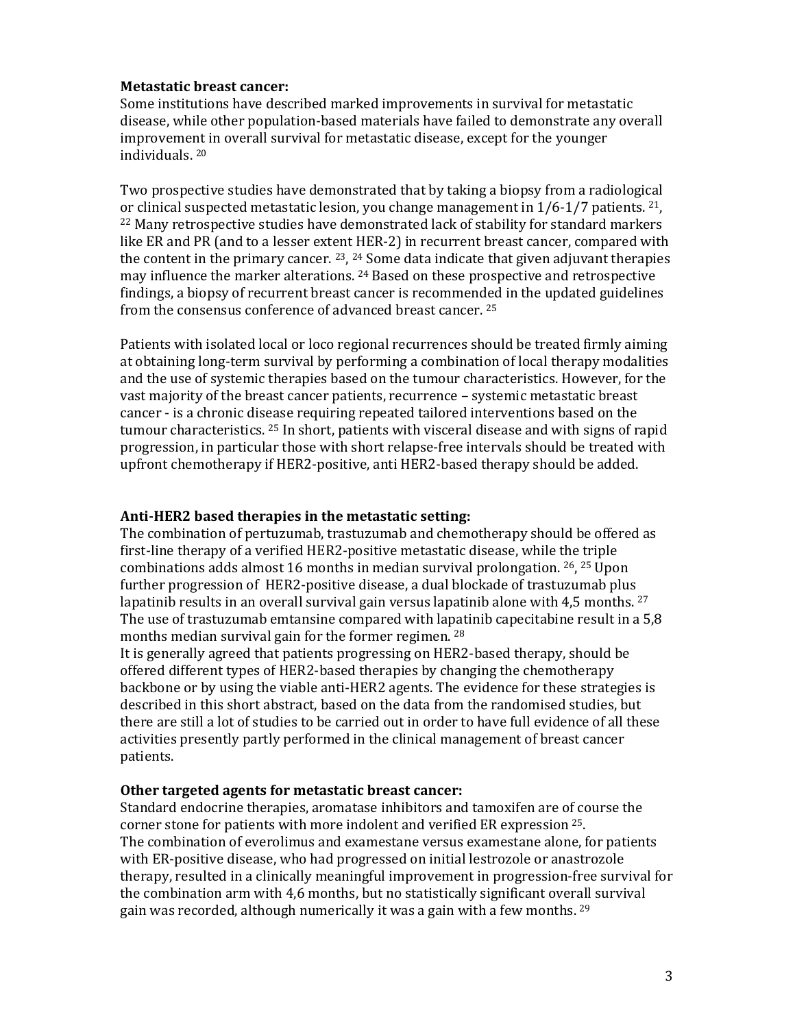**Metastatic breast cancer:**

Some institutions have described marked improvements in survival for metastatic disease, while other population-based materials have failed to demonstrate any overall improvement in overall survival for metastatic disease, except for the younger individuals. [20]

Two prospective studies have demonstrated that by taking a biopsy from a radiological or clinical suspected metastatic lesion, you change management in 1/6-1/7 patients. [21], [22] Many retrospective studies have demonstrated lack of stability for standard markers like ER and PR (and to a lesser extent HER-2) in recurrent breast cancer, compared with the content in the primary cancer. [23], [24] Some data indicate that given adjuvant therapies may influence the marker alterations. [24] Based on these prospective and retrospective findings, a biopsy of recurrent breast cancer is recommended in the updated guidelines from the consensus conference of advanced breast cancer. [25]

Patients with isolated local or loco regional recurrences should be treated firmly aiming at obtaining long-term survival by performing a combination of local therapy modalities and the use of systemic therapies based on the tumour characteristics. However, for the vast majority of the breast cancer patients, recurrence – systemic metastatic breast cancer - is a chronic disease requiring repeated tailored interventions based on the tumour characteristics. [25] In short, patients with visceral disease and with signs of rapid progression, in particular those with short relapse-free intervals should be treated with upfront chemotherapy if HER2-positive, anti HER2-based therapy should be added.

**Anti-HER2 based therapies in the metastatic setting:**

The combination of pertuzumab, trastuzumab and chemotherapy should be offered as first-line therapy of a verified HER2-positive metastatic disease, while the triple combinations adds almost 16 months in median survival prolongation. [26], [25] Upon further progression of HER2-positive disease, a dual blockade of trastuzumab plus lapatinib results in an overall survival gain versus lapatinib alone with 4,5 months. [27] The use of trastuzumab emtansine compared with lapatinib capecitabine result in a 5,8 months median survival gain for the former regimen. [28]

It is generally agreed that patients progressing on HER2-based therapy, should be offered different types of HER2-based therapies by changing the chemotherapy backbone or by using the viable anti-HER2 agents. The evidence for these strategies is described in this short abstract, based on the data from the randomised studies, but there are still a lot of studies to be carried out in order to have full evidence of all these activities presently partly performed in the clinical management of breast cancer patients.

**Other targeted agents for metastatic breast cancer:**

Standard endocrine therapies, aromatase inhibitors and tamoxifen are of course the corner stone for patients with more indolent and verified ER expression [25].

The combination of everolimus and examestane versus examestane alone, for patients with ER-positive disease, who had progressed on initial lestrozole or anastrozole therapy, resulted in a clinically meaningful improvement in progression-free survival for the combination arm with 4,6 months, but no statistically significant overall survival gain was recorded, although numerically it was a gain with a few months. [29]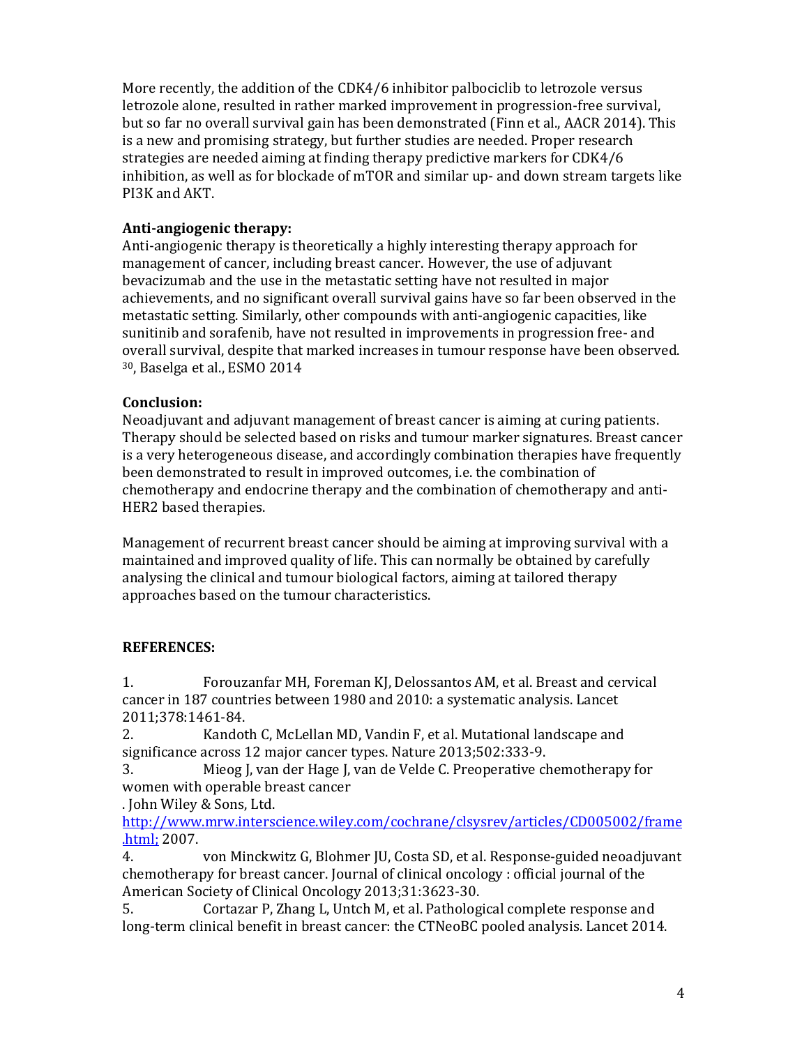More recently, the addition of the CDK4/6 inhibitor palbociclib to letrozole versus letrozole alone, resulted in rather marked improvement in progression-free survival, but so far no overall survival gain has been demonstrated (Finn et al., AACR 2014). This is a new and promising strategy, but further studies are needed. Proper research strategies are needed aiming at finding therapy predictive markers for CDK4/6 inhibition, as well as for blockade of mTOR and similar up- and down stream targets like PI3K and AKT.

**Anti-angiogenic therapy:**
Anti-angiogenic therapy is theoretically a highly interesting therapy approach for management of cancer, including breast cancer. However, the use of adjuvant bevacizumab and the use in the metastatic setting have not resulted in major achievements, and no significant overall survival gains have so far been observed in the metastatic setting. Similarly, other compounds with anti-angiogenic capacities, like sunitinib and sorafenib, have not resulted in improvements in progression free- and overall survival, despite that marked increases in tumour response have been observed. [30], Baselga et al., ESMO 2014

**Conclusion:**
Neoadjuvant and adjuvant management of breast cancer is aiming at curing patients. Therapy should be selected based on risks and tumour marker signatures. Breast cancer is a very heterogeneous disease, and accordingly combination therapies have frequently been demonstrated to result in improved outcomes, i.e. the combination of chemotherapy and endocrine therapy and the combination of chemotherapy and anti-HER2 based therapies.

Management of recurrent breast cancer should be aiming at improving survival with a maintained and improved quality of life. This can normally be obtained by carefully analysing the clinical and tumour biological factors, aiming at tailored therapy approaches based on the tumour characteristics.

**REFERENCES:**

1. Forouzanfar MH, Foreman KJ, Delossantos AM, et al. Breast and cervical cancer in 187 countries between 1980 and 2010: a systematic analysis. Lancet 2011;378:1461-84.
2. Kandoth C, McLellan MD, Vandin F, et al. Mutational landscape and significance across 12 major cancer types. Nature 2013;502:333-9.
3. Mieog J, van der Hage J, van de Velde C. Preoperative chemotherapy for women with operable breast cancer
. John Wiley & Sons, Ltd.
http://www.mrw.interscience.wiley.com/cochrane/clsysrev/articles/CD005002/frame.html; 2007.
4. von Minckwitz G, Blohmer JU, Costa SD, et al. Response-guided neoadjuvant chemotherapy for breast cancer. Journal of clinical oncology : official journal of the American Society of Clinical Oncology 2013;31:3623-30.
5. Cortazar P, Zhang L, Untch M, et al. Pathological complete response and long-term clinical benefit in breast cancer: the CTNeoBC pooled analysis. Lancet 2014.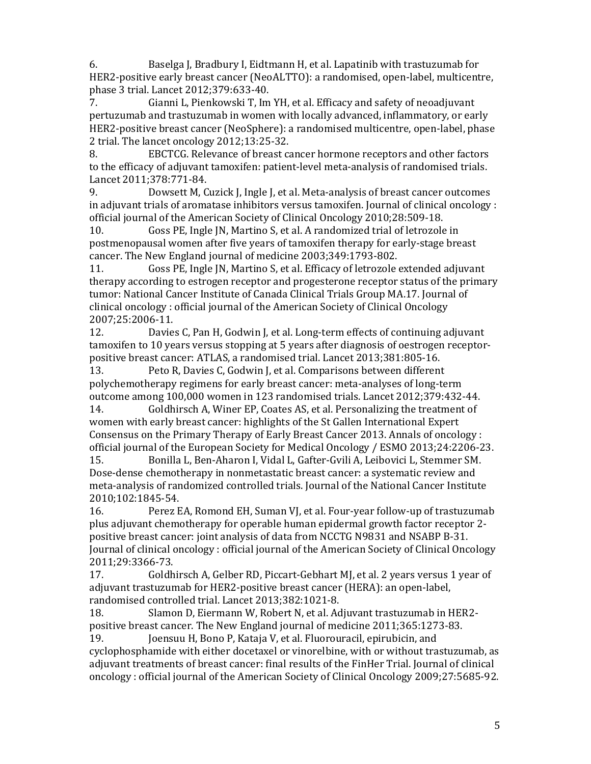6. Baselga J, Bradbury I, Eidtmann H, et al. Lapatinib with trastuzumab for HER2-positive early breast cancer (NeoALTTO): a randomised, open-label, multicentre, phase 3 trial. Lancet 2012;379:633-40.
7. Gianni L, Pienkowski T, Im YH, et al. Efficacy and safety of neoadjuvant pertuzumab and trastuzumab in women with locally advanced, inflammatory, or early HER2-positive breast cancer (NeoSphere): a randomised multicentre, open-label, phase 2 trial. The lancet oncology 2012;13:25-32.
8. EBCTCG. Relevance of breast cancer hormone receptors and other factors to the efficacy of adjuvant tamoxifen: patient-level meta-analysis of randomised trials. Lancet 2011;378:771-84.
9. Dowsett M, Cuzick J, Ingle J, et al. Meta-analysis of breast cancer outcomes in adjuvant trials of aromatase inhibitors versus tamoxifen. Journal of clinical oncology : official journal of the American Society of Clinical Oncology 2010;28:509-18.
10. Goss PE, Ingle JN, Martino S, et al. A randomized trial of letrozole in postmenopausal women after five years of tamoxifen therapy for early-stage breast cancer. The New England journal of medicine 2003;349:1793-802.
11. Goss PE, Ingle JN, Martino S, et al. Efficacy of letrozole extended adjuvant therapy according to estrogen receptor and progesterone receptor status of the primary tumor: National Cancer Institute of Canada Clinical Trials Group MA.17. Journal of clinical oncology : official journal of the American Society of Clinical Oncology 2007;25:2006-11.
12. Davies C, Pan H, Godwin J, et al. Long-term effects of continuing adjuvant tamoxifen to 10 years versus stopping at 5 years after diagnosis of oestrogen receptor-positive breast cancer: ATLAS, a randomised trial. Lancet 2013;381:805-16.
13. Peto R, Davies C, Godwin J, et al. Comparisons between different polychemotherapy regimens for early breast cancer: meta-analyses of long-term outcome among 100,000 women in 123 randomised trials. Lancet 2012;379:432-44.
14. Goldhirsch A, Winer EP, Coates AS, et al. Personalizing the treatment of women with early breast cancer: highlights of the St Gallen International Expert Consensus on the Primary Therapy of Early Breast Cancer 2013. Annals of oncology : official journal of the European Society for Medical Oncology / ESMO 2013;24:2206-23.
15. Bonilla L, Ben-Aharon I, Vidal L, Gafter-Gvili A, Leibovici L, Stemmer SM. Dose-dense chemotherapy in nonmetastatic breast cancer: a systematic review and meta-analysis of randomized controlled trials. Journal of the National Cancer Institute 2010;102:1845-54.
16. Perez EA, Romond EH, Suman VJ, et al. Four-year follow-up of trastuzumab plus adjuvant chemotherapy for operable human epidermal growth factor receptor 2-positive breast cancer: joint analysis of data from NCCTG N9831 and NSABP B-31. Journal of clinical oncology : official journal of the American Society of Clinical Oncology 2011;29:3366-73.
17. Goldhirsch A, Gelber RD, Piccart-Gebhart MJ, et al. 2 years versus 1 year of adjuvant trastuzumab for HER2-positive breast cancer (HERA): an open-label, randomised controlled trial. Lancet 2013;382:1021-8.
18. Slamon D, Eiermann W, Robert N, et al. Adjuvant trastuzumab in HER2-positive breast cancer. The New England journal of medicine 2011;365:1273-83.
19. Joensuu H, Bono P, Kataja V, et al. Fluorouracil, epirubicin, and cyclophosphamide with either docetaxel or vinorelbine, with or without trastuzumab, as adjuvant treatments of breast cancer: final results of the FinHer Trial. Journal of clinical oncology : official journal of the American Society of Clinical Oncology 2009;27:5685-92.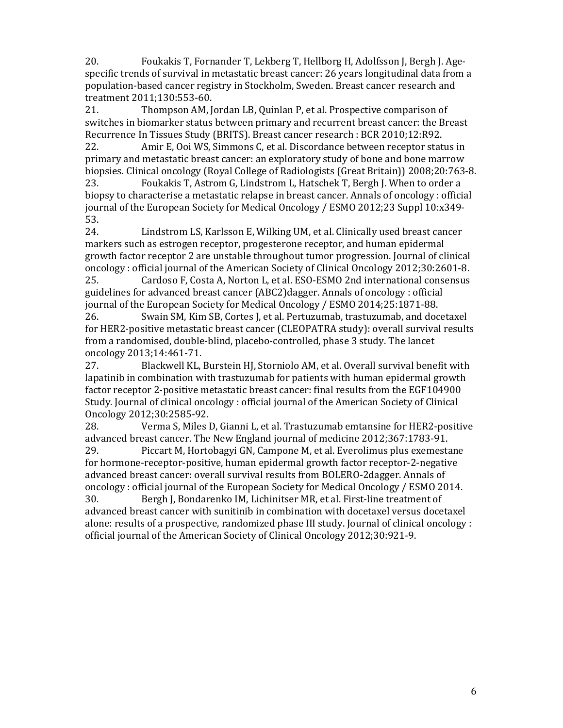20. Foukakis T, Fornander T, Lekberg T, Hellborg H, Adolfsson J, Bergh J. Age-specific trends of survival in metastatic breast cancer: 26 years longitudinal data from a population-based cancer registry in Stockholm, Sweden. Breast cancer research and treatment 2011;130:553-60.

21. Thompson AM, Jordan LB, Quinlan P, et al. Prospective comparison of switches in biomarker status between primary and recurrent breast cancer: the Breast Recurrence In Tissues Study (BRITS). Breast cancer research : BCR 2010;12:R92.

22. Amir E, Ooi WS, Simmons C, et al. Discordance between receptor status in primary and metastatic breast cancer: an exploratory study of bone and bone marrow biopsies. Clinical oncology (Royal College of Radiologists (Great Britain)) 2008;20:763-8.

23. Foukakis T, Astrom G, Lindstrom L, Hatschek T, Bergh J. When to order a biopsy to characterise a metastatic relapse in breast cancer. Annals of oncology : official journal of the European Society for Medical Oncology / ESMO 2012;23 Suppl 10:x349-53.

24. Lindstrom LS, Karlsson E, Wilking UM, et al. Clinically used breast cancer markers such as estrogen receptor, progesterone receptor, and human epidermal growth factor receptor 2 are unstable throughout tumor progression. Journal of clinical oncology : official journal of the American Society of Clinical Oncology 2012;30:2601-8.

25. Cardoso F, Costa A, Norton L, et al. ESO-ESMO 2nd international consensus guidelines for advanced breast cancer (ABC2)dagger. Annals of oncology : official journal of the European Society for Medical Oncology / ESMO 2014;25:1871-88.

26. Swain SM, Kim SB, Cortes J, et al. Pertuzumab, trastuzumab, and docetaxel for HER2-positive metastatic breast cancer (CLEOPATRA study): overall survival results from a randomised, double-blind, placebo-controlled, phase 3 study. The lancet oncology 2013;14:461-71.

27. Blackwell KL, Burstein HJ, Storniolo AM, et al. Overall survival benefit with lapatinib in combination with trastuzumab for patients with human epidermal growth factor receptor 2-positive metastatic breast cancer: final results from the EGF104900 Study. Journal of clinical oncology : official journal of the American Society of Clinical Oncology 2012;30:2585-92.

28. Verma S, Miles D, Gianni L, et al. Trastuzumab emtansine for HER2-positive advanced breast cancer. The New England journal of medicine 2012;367:1783-91.

29. Piccart M, Hortobagyi GN, Campone M, et al. Everolimus plus exemestane for hormone-receptor-positive, human epidermal growth factor receptor-2-negative advanced breast cancer: overall survival results from BOLERO-2dagger. Annals of oncology : official journal of the European Society for Medical Oncology / ESMO 2014.

30. Bergh J, Bondarenko IM, Lichinitser MR, et al. First-line treatment of advanced breast cancer with sunitinib in combination with docetaxel versus docetaxel alone: results of a prospective, randomized phase III study. Journal of clinical oncology : official journal of the American Society of Clinical Oncology 2012;30:921-9.